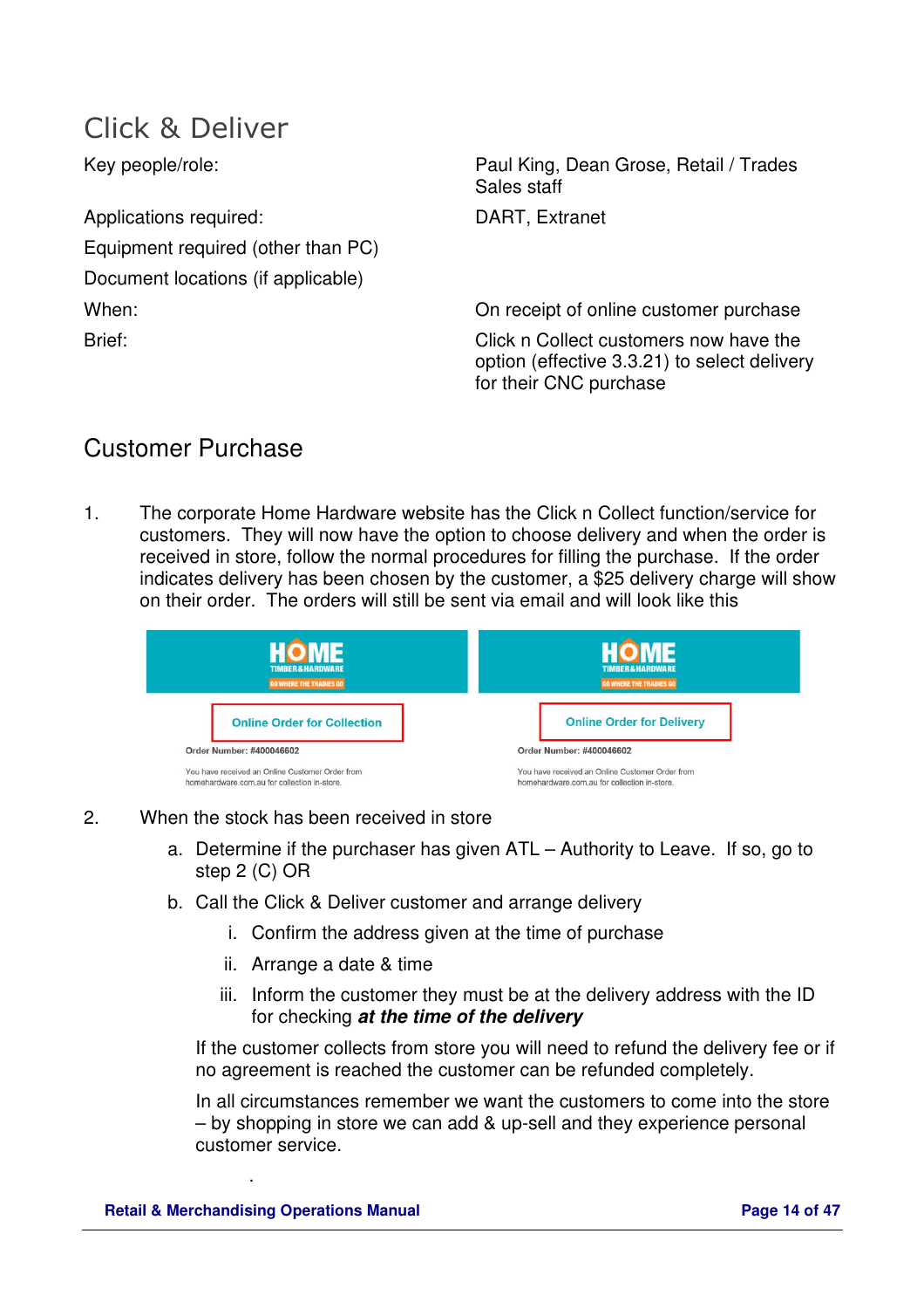# Click & Deliver

| | |
|---|---|
| Key people/role: | Paul King, Dean Grose, Retail / Trades Sales staff |
| Applications required: | DART, Extranet |
| Equipment required (other than PC) | |
| Document locations (if applicable) | |
| When: | On receipt of online customer purchase |
| Brief: | Click n Collect customers now have the option (effective 3.3.21) to select delivery for their CNC purchase |

## Customer Purchase

1. The corporate Home Hardware website has the Click n Collect function/service for customers. They will now have the option to choose delivery and when the order is received in store, follow the normal procedures for filling the purchase. If the order indicates delivery has been chosen by the customer, a $25 delivery charge will show on their order. The orders will still be sent via email and will look like this

HOME TIMBER & HARDWARE GO WHERE THE TRADIES GO

Online Order for Collection

Order Number: #400046602

You have received an Online Customer Order from homehardware.com.au for collection in-store.

HOME TIMBER & HARDWARE GO WHERE THE TRADIES GO

Online Order for Delivery

Order Number: #400046602

You have received an Online Customer Order from homehardware.com.au for collection in-store.

2. When the stock has been received in store
   a. Determine if the purchaser has given ATL – Authority to Leave. If so, go to step 2 (C) OR
   b. Call the Click & Deliver customer and arrange delivery
      i. Confirm the address given at the time of purchase
      ii. Arrange a date & time
      iii. Inform the customer they must be at the delivery address with the ID for checking ***at the time of the delivery***

   If the customer collects from store you will need to refund the delivery fee or if no agreement is reached the customer can be refunded completely.

   In all circumstances remember we want the customers to come into the store – by shopping in store we can add & up-sell and they experience personal customer service.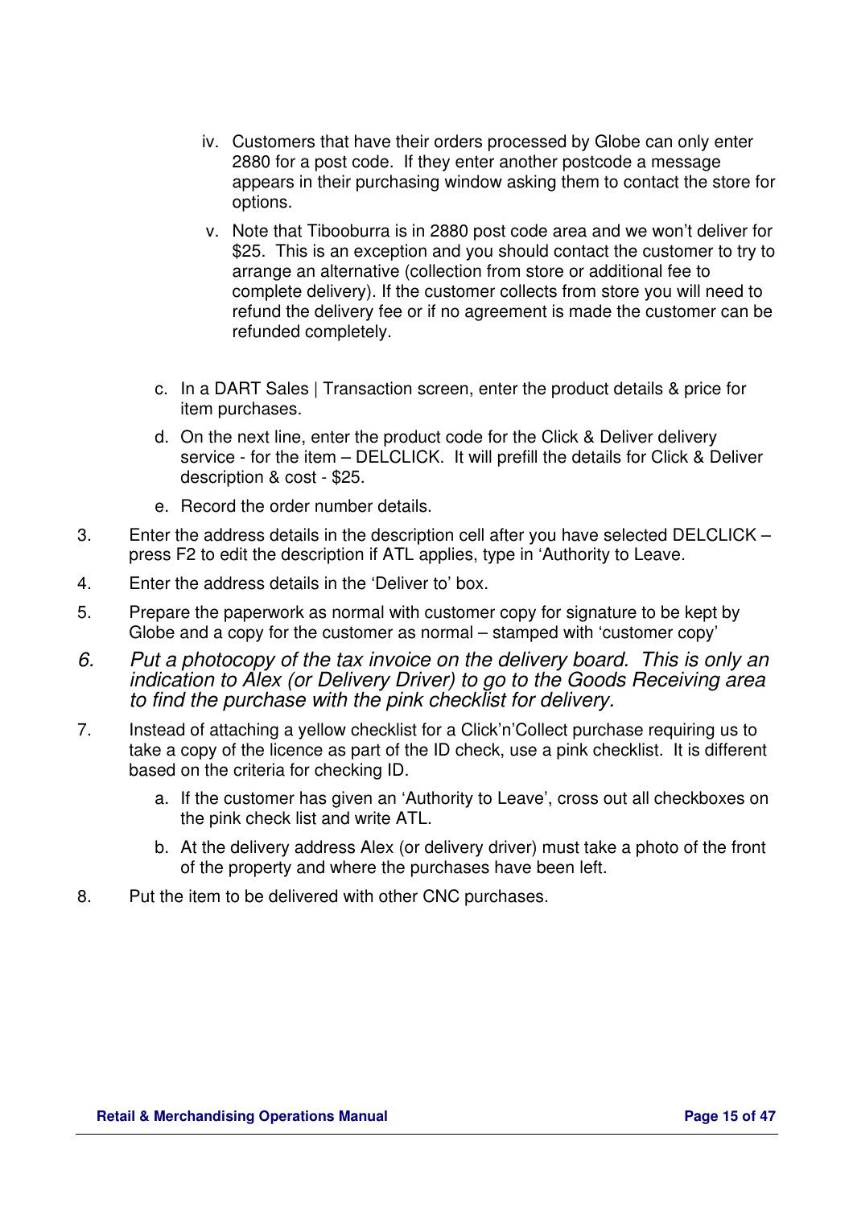iv. Customers that have their orders processed by Globe can only enter 2880 for a post code. If they enter another postcode a message appears in their purchasing window asking them to contact the store for options.

    v. Note that Tibooburra is in 2880 post code area and we won't deliver for $25. This is an exception and you should contact the customer to try to arrange an alternative (collection from store or additional fee to complete delivery). If the customer collects from store you will need to refund the delivery fee or if no agreement is made the customer can be refunded completely.

  c. In a DART Sales | Transaction screen, enter the product details & price for item purchases.

  d. On the next line, enter the product code for the Click & Deliver delivery service - for the item – DELCLICK. It will prefill the details for Click & Deliver description & cost - $25.

  e. Record the order number details.

3. Enter the address details in the description cell after you have selected DELCLICK – press F2 to edit the description if ATL applies, type in 'Authority to Leave.

4. Enter the address details in the 'Deliver to' box.

5. Prepare the paperwork as normal with customer copy for signature to be kept by Globe and a copy for the customer as normal – stamped with 'customer copy'

6. *Put a photocopy of the tax invoice on the delivery board. This is only an indication to Alex (or Delivery Driver) to go to the Goods Receiving area to find the purchase with the pink checklist for delivery.*

7. Instead of attaching a yellow checklist for a Click'n'Collect purchase requiring us to take a copy of the licence as part of the ID check, use a pink checklist. It is different based on the criteria for checking ID.

   a. If the customer has given an 'Authority to Leave', cross out all checkboxes on the pink check list and write ATL.

   b. At the delivery address Alex (or delivery driver) must take a photo of the front of the property and where the purchases have been left.

8. Put the item to be delivered with other CNC purchases.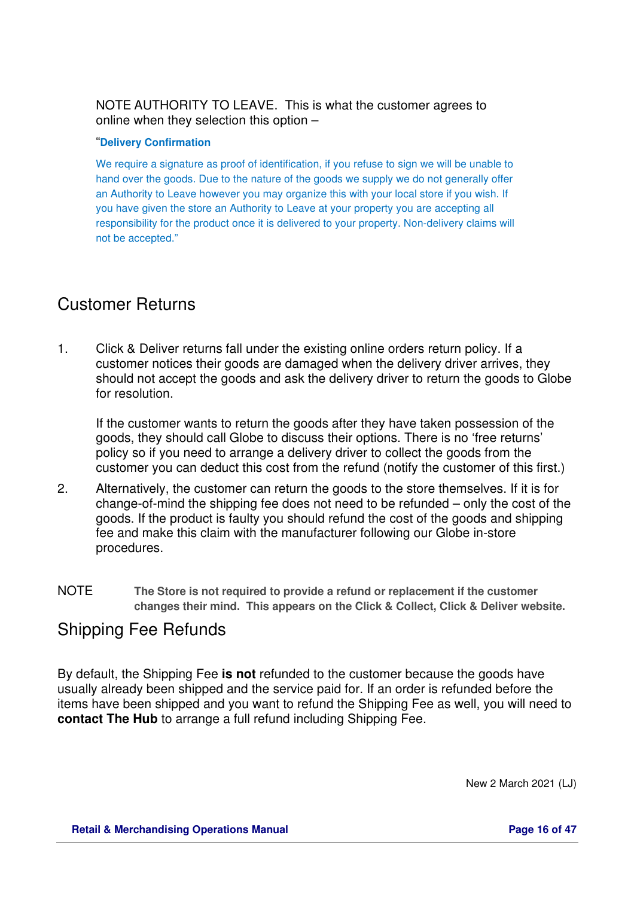NOTE AUTHORITY TO LEAVE. This is what the customer agrees to online when they selection this option –

"**Delivery Confirmation**

We require a signature as proof of identification, if you refuse to sign we will be unable to hand over the goods. Due to the nature of the goods we supply we do not generally offer an Authority to Leave however you may organize this with your local store if you wish. If you have given the store an Authority to Leave at your property you are accepting all responsibility for the product once it is delivered to your property. Non-delivery claims will not be accepted."

## Customer Returns

1. Click & Deliver returns fall under the existing online orders return policy. If a customer notices their goods are damaged when the delivery driver arrives, they should not accept the goods and ask the delivery driver to return the goods to Globe for resolution.

   If the customer wants to return the goods after they have taken possession of the goods, they should call Globe to discuss their options. There is no 'free returns' policy so if you need to arrange a delivery driver to collect the goods from the customer you can deduct this cost from the refund (notify the customer of this first.)

2. Alternatively, the customer can return the goods to the store themselves. If it is for change-of-mind the shipping fee does not need to be refunded – only the cost of the goods. If the product is faulty you should refund the cost of the goods and shipping fee and make this claim with the manufacturer following our Globe in-store procedures.

NOTE **The Store is not required to provide a refund or replacement if the customer changes their mind. This appears on the Click & Collect, Click & Deliver website.**

## Shipping Fee Refunds

By default, the Shipping Fee **is not** refunded to the customer because the goods have usually already been shipped and the service paid for. If an order is refunded before the items have been shipped and you want to refund the Shipping Fee as well, you will need to **contact The Hub** to arrange a full refund including Shipping Fee.

New 2 March 2021 (LJ)